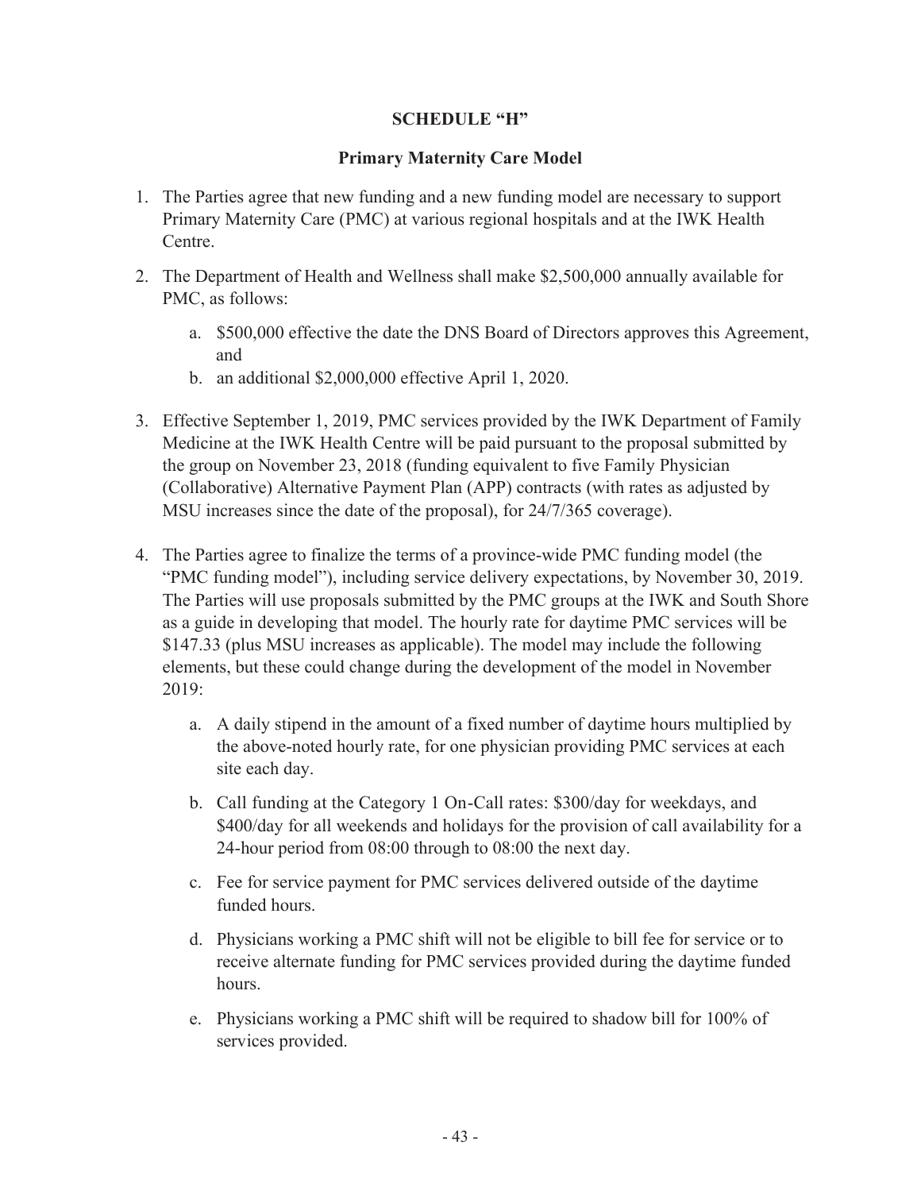# SCHEDULE "H"

## Primary Maternity Care Model

1. The Parties agree that new funding and a new funding model are necessary to support Primary Maternity Care (PMC) at various regional hospitals and at the IWK Health Centre.

2. The Department of Health and Wellness shall make $2,500,000 annually available for PMC, as follows:

   a. $500,000 effective the date the DNS Board of Directors approves this Agreement, and

   b. an additional $2,000,000 effective April 1, 2020.

3. Effective September 1, 2019, PMC services provided by the IWK Department of Family Medicine at the IWK Health Centre will be paid pursuant to the proposal submitted by the group on November 23, 2018 (funding equivalent to five Family Physician (Collaborative) Alternative Payment Plan (APP) contracts (with rates as adjusted by MSU increases since the date of the proposal), for 24/7/365 coverage).

4. The Parties agree to finalize the terms of a province-wide PMC funding model (the "PMC funding model"), including service delivery expectations, by November 30, 2019. The Parties will use proposals submitted by the PMC groups at the IWK and South Shore as a guide in developing that model. The hourly rate for daytime PMC services will be $147.33 (plus MSU increases as applicable). The model may include the following elements, but these could change during the development of the model in November 2019:

   a. A daily stipend in the amount of a fixed number of daytime hours multiplied by the above-noted hourly rate, for one physician providing PMC services at each site each day.

   b. Call funding at the Category 1 On-Call rates: $300/day for weekdays, and $400/day for all weekends and holidays for the provision of call availability for a 24-hour period from 08:00 through to 08:00 the next day.

   c. Fee for service payment for PMC services delivered outside of the daytime funded hours.

   d. Physicians working a PMC shift will not be eligible to bill fee for service or to receive alternate funding for PMC services provided during the daytime funded hours.

   e. Physicians working a PMC shift will be required to shadow bill for 100% of services provided.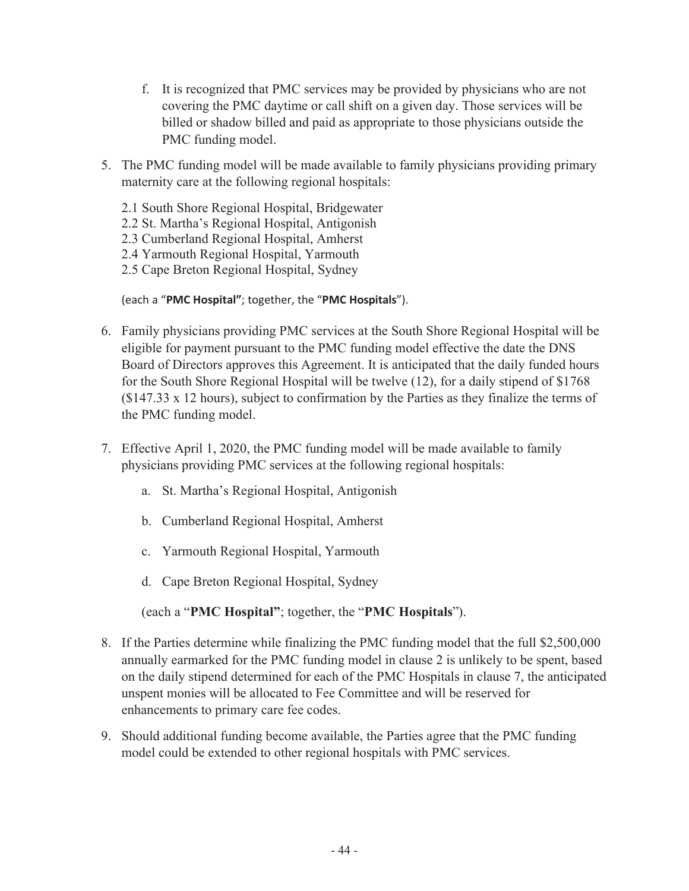f. It is recognized that PMC services may be provided by physicians who are not covering the PMC daytime or call shift on a given day. Those services will be billed or shadow billed and paid as appropriate to those physicians outside the PMC funding model.

5. The PMC funding model will be made available to family physicians providing primary maternity care at the following regional hospitals:

   2.1 South Shore Regional Hospital, Bridgewater
   2.2 St. Martha's Regional Hospital, Antigonish
   2.3 Cumberland Regional Hospital, Amherst
   2.4 Yarmouth Regional Hospital, Yarmouth
   2.5 Cape Breton Regional Hospital, Sydney

   (each a "**PMC Hospital"**; together, the "**PMC Hospitals**").

6. Family physicians providing PMC services at the South Shore Regional Hospital will be eligible for payment pursuant to the PMC funding model effective the date the DNS Board of Directors approves this Agreement. It is anticipated that the daily funded hours for the South Shore Regional Hospital will be twelve (12), for a daily stipend of $1768 ($147.33 x 12 hours), subject to confirmation by the Parties as they finalize the terms of the PMC funding model.

7. Effective April 1, 2020, the PMC funding model will be made available to family physicians providing PMC services at the following regional hospitals:

   a. St. Martha's Regional Hospital, Antigonish

   b. Cumberland Regional Hospital, Amherst

   c. Yarmouth Regional Hospital, Yarmouth

   d. Cape Breton Regional Hospital, Sydney

   (each a "**PMC Hospital"**; together, the "**PMC Hospitals**").

8. If the Parties determine while finalizing the PMC funding model that the full $2,500,000 annually earmarked for the PMC funding model in clause 2 is unlikely to be spent, based on the daily stipend determined for each of the PMC Hospitals in clause 7, the anticipated unspent monies will be allocated to Fee Committee and will be reserved for enhancements to primary care fee codes.

9. Should additional funding become available, the Parties agree that the PMC funding model could be extended to other regional hospitals with PMC services.